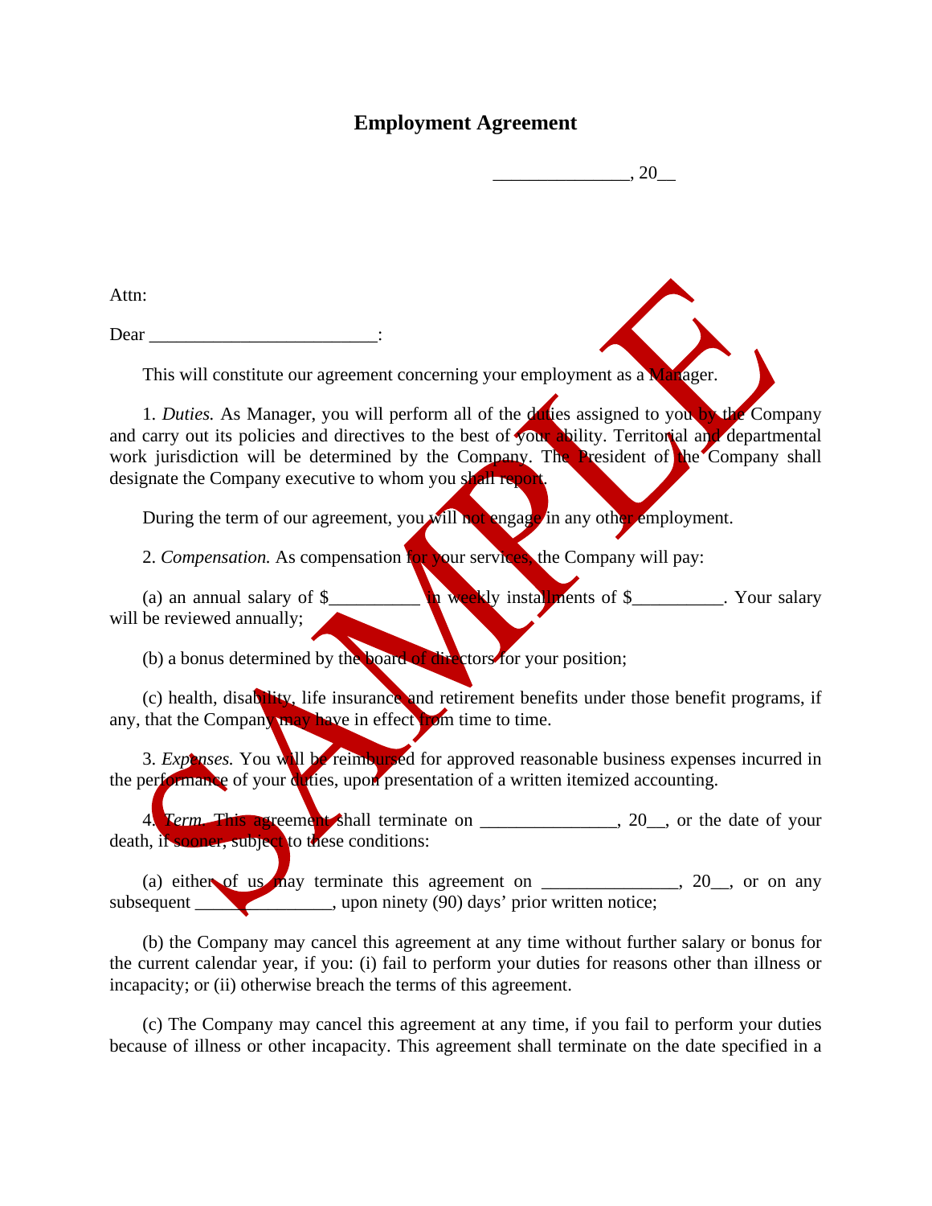# Employment Agreement

_______________, 20__

Attn:

Dear _________________________:

This will constitute our agreement concerning your employment as a Manager.

1. *Duties.* As Manager, you will perform all of the duties assigned to you by the Company and carry out its policies and directives to the best of your ability. Territorial and departmental work jurisdiction will be determined by the Company. The President of the Company shall designate the Company executive to whom you shall report.

During the term of our agreement, you will not engage in any other employment.

2. *Compensation.* As compensation for your services, the Company will pay:

(a) an annual salary of $__________ in weekly installments of $__________. Your salary will be reviewed annually;

(b) a bonus determined by the board of directors for your position;

(c) health, disability, life insurance and retirement benefits under those benefit programs, if any, that the Company may have in effect from time to time.

3. *Expenses.* You will be reimbursed for approved reasonable business expenses incurred in the performance of your duties, upon presentation of a written itemized accounting.

4. *Term.* This agreement shall terminate on _______________, 20__, or the date of your death, if sooner, subject to these conditions:

(a) either of us may terminate this agreement on _______________, 20__, or on any subsequent _______________, upon ninety (90) days' prior written notice;

(b) the Company may cancel this agreement at any time without further salary or bonus for the current calendar year, if you: (i) fail to perform your duties for reasons other than illness or incapacity; or (ii) otherwise breach the terms of this agreement.

(c) The Company may cancel this agreement at any time, if you fail to perform your duties because of illness or other incapacity. This agreement shall terminate on the date specified in a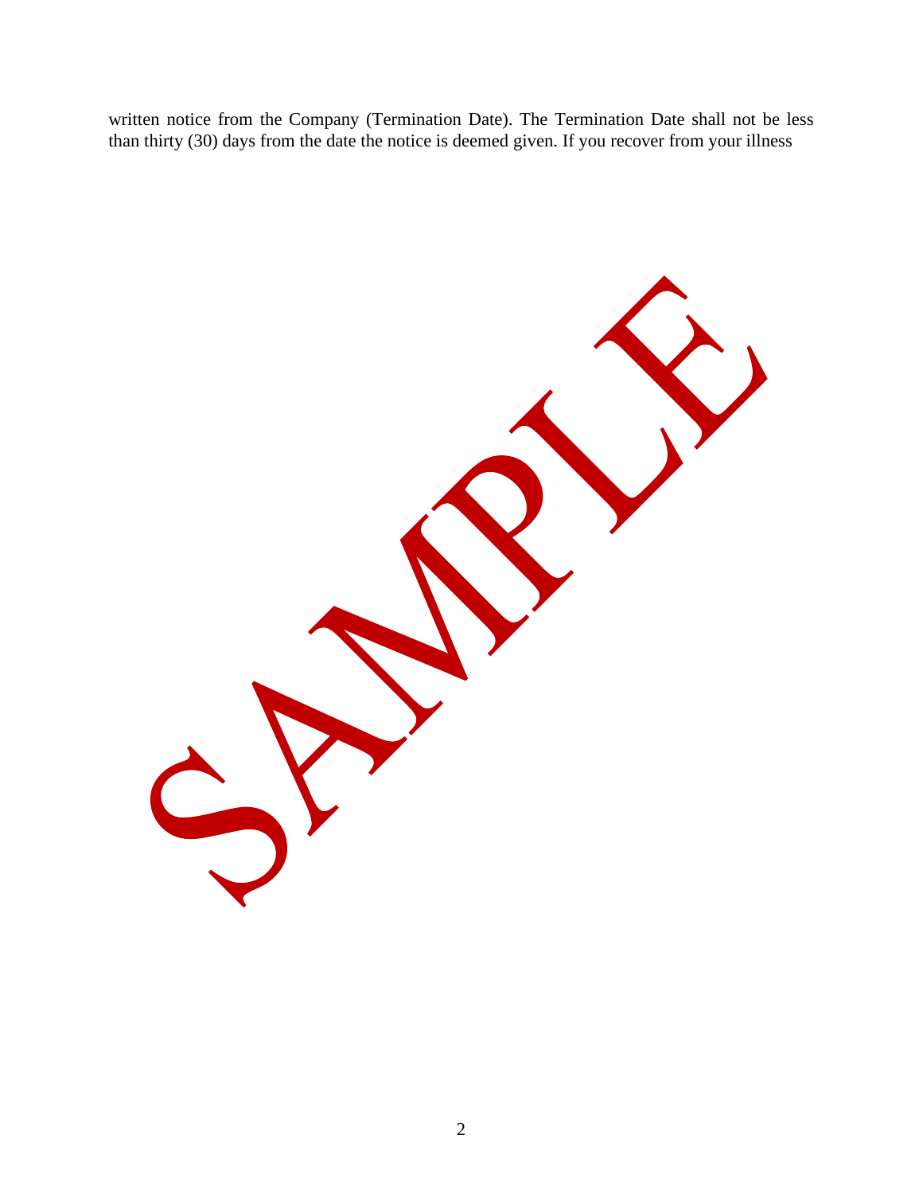written notice from the Company (Termination Date). The Termination Date shall not be less than thirty (30) days from the date the notice is deemed given. If you recover from your illness